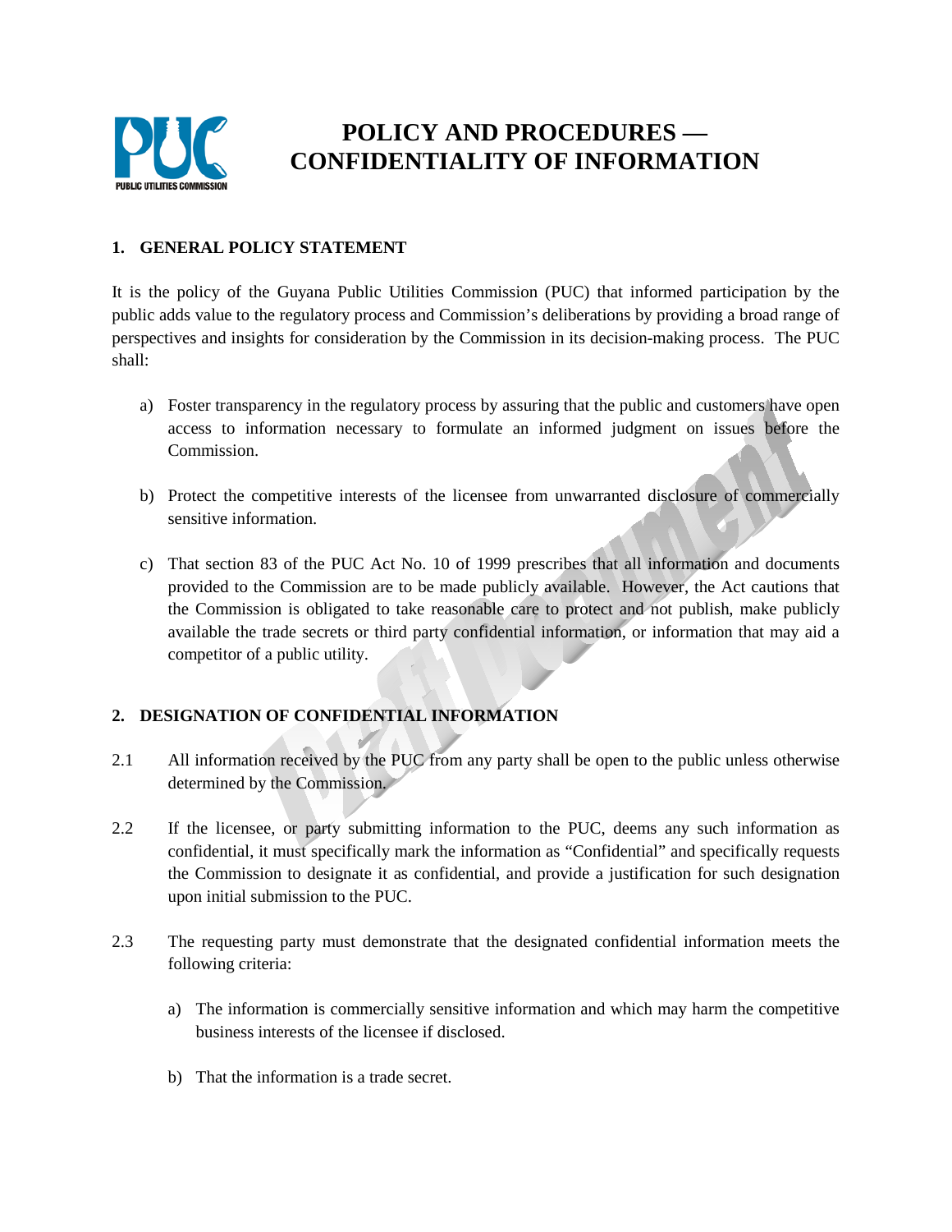# POLICY AND PROCEDURES — CONFIDENTIALITY OF INFORMATION

## 1. GENERAL POLICY STATEMENT

It is the policy of the Guyana Public Utilities Commission (PUC) that informed participation by the public adds value to the regulatory process and Commission's deliberations by providing a broad range of perspectives and insights for consideration by the Commission in its decision-making process. The PUC shall:

a) Foster transparency in the regulatory process by assuring that the public and customers have open access to information necessary to formulate an informed judgment on issues before the Commission.

b) Protect the competitive interests of the licensee from unwarranted disclosure of commercially sensitive information.

c) That section 83 of the PUC Act No. 10 of 1999 prescribes that all information and documents provided to the Commission are to be made publicly available. However, the Act cautions that the Commission is obligated to take reasonable care to protect and not publish, make publicly available the trade secrets or third party confidential information, or information that may aid a competitor of a public utility.

## 2. DESIGNATION OF CONFIDENTIAL INFORMATION

2.1 All information received by the PUC from any party shall be open to the public unless otherwise determined by the Commission.

2.2 If the licensee, or party submitting information to the PUC, deems any such information as confidential, it must specifically mark the information as "Confidential" and specifically requests the Commission to designate it as confidential, and provide a justification for such designation upon initial submission to the PUC.

2.3 The requesting party must demonstrate that the designated confidential information meets the following criteria:

a) The information is commercially sensitive information and which may harm the competitive business interests of the licensee if disclosed.

b) That the information is a trade secret.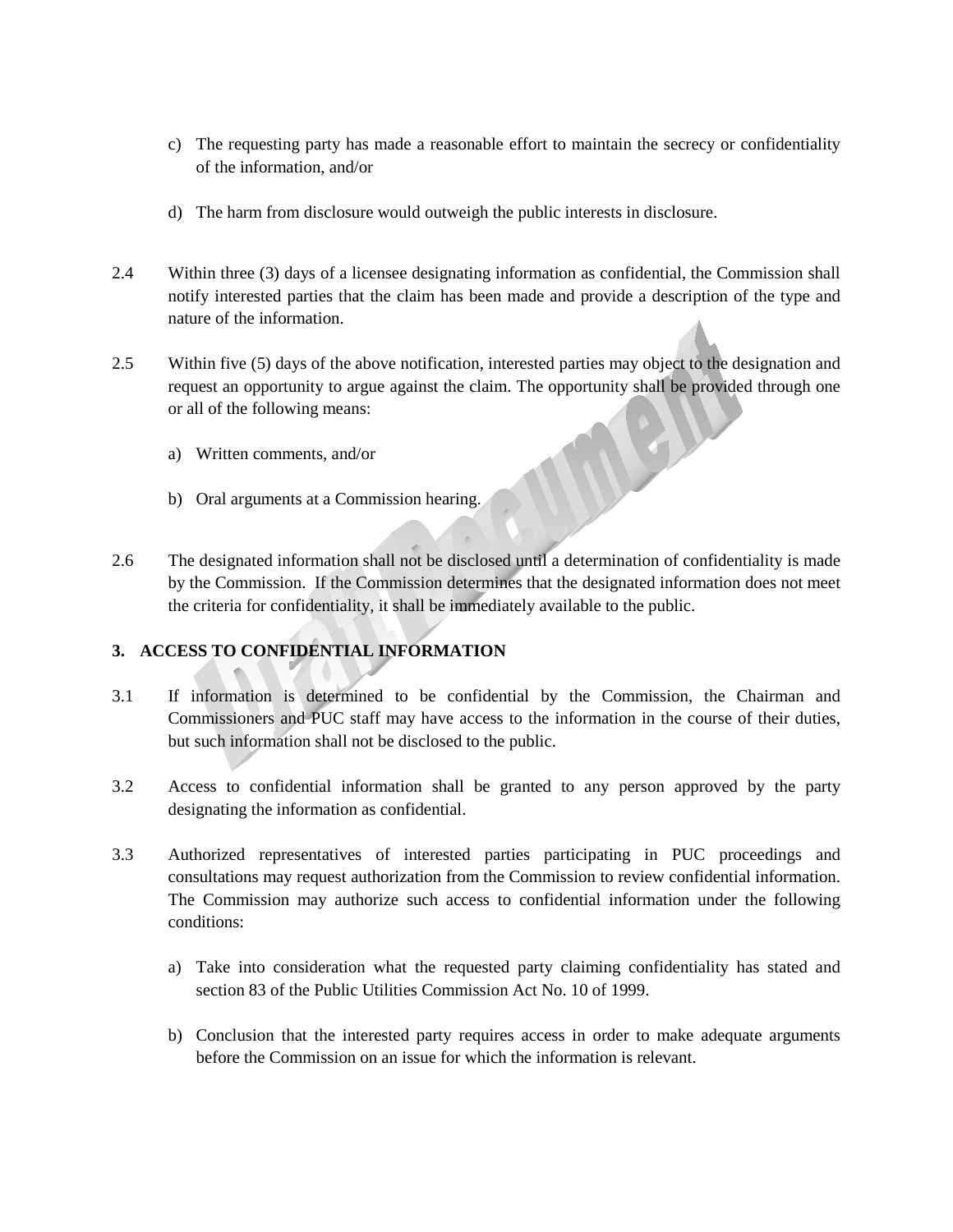c) The requesting party has made a reasonable effort to maintain the secrecy or confidentiality of the information, and/or

d) The harm from disclosure would outweigh the public interests in disclosure.

2.4 Within three (3) days of a licensee designating information as confidential, the Commission shall notify interested parties that the claim has been made and provide a description of the type and nature of the information.

2.5 Within five (5) days of the above notification, interested parties may object to the designation and request an opportunity to argue against the claim. The opportunity shall be provided through one or all of the following means:

a) Written comments, and/or

b) Oral arguments at a Commission hearing.

2.6 The designated information shall not be disclosed until a determination of confidentiality is made by the Commission. If the Commission determines that the designated information does not meet the criteria for confidentiality, it shall be immediately available to the public.

## 3. ACCESS TO CONFIDENTIAL INFORMATION

3.1 If information is determined to be confidential by the Commission, the Chairman and Commissioners and PUC staff may have access to the information in the course of their duties, but such information shall not be disclosed to the public.

3.2 Access to confidential information shall be granted to any person approved by the party designating the information as confidential.

3.3 Authorized representatives of interested parties participating in PUC proceedings and consultations may request authorization from the Commission to review confidential information. The Commission may authorize such access to confidential information under the following conditions:

a) Take into consideration what the requested party claiming confidentiality has stated and section 83 of the Public Utilities Commission Act No. 10 of 1999.

b) Conclusion that the interested party requires access in order to make adequate arguments before the Commission on an issue for which the information is relevant.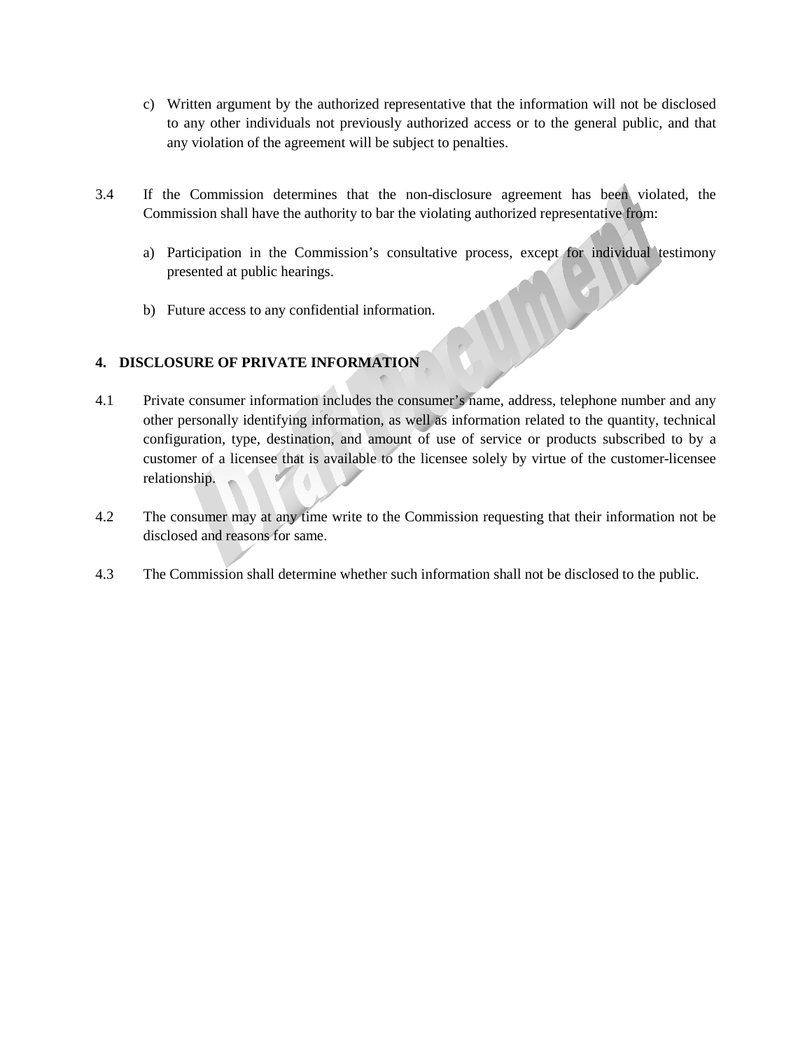c) Written argument by the authorized representative that the information will not be disclosed to any other individuals not previously authorized access or to the general public, and that any violation of the agreement will be subject to penalties.

3.4 If the Commission determines that the non-disclosure agreement has been violated, the Commission shall have the authority to bar the violating authorized representative from:

a) Participation in the Commission's consultative process, except for individual testimony presented at public hearings.

b) Future access to any confidential information.

## 4. DISCLOSURE OF PRIVATE INFORMATION

4.1 Private consumer information includes the consumer's name, address, telephone number and any other personally identifying information, as well as information related to the quantity, technical configuration, type, destination, and amount of use of service or products subscribed to by a customer of a licensee that is available to the licensee solely by virtue of the customer-licensee relationship.

4.2 The consumer may at any time write to the Commission requesting that their information not be disclosed and reasons for same.

4.3 The Commission shall determine whether such information shall not be disclosed to the public.